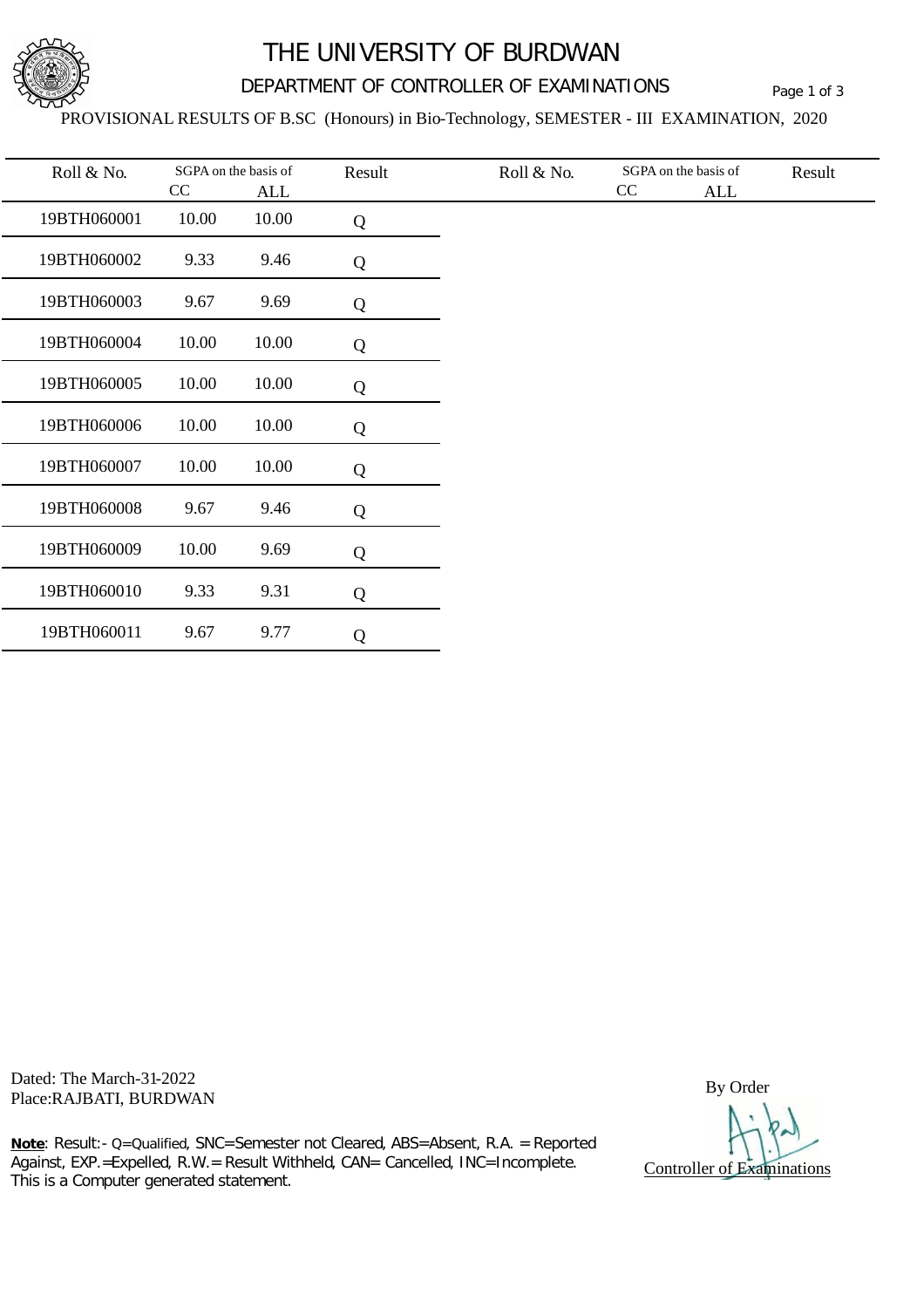# THE UNIVERSITY OF BURDWAN

## DEPARTMENT OF CONTROLLER OF EXAMINATIONS

PROVISIONAL RESULTS OF B.SC (Honours) in Bio-Technology, SEMESTER - III EXAMINATION, 2020

| Roll & No. | SGPA on the basis of | | Result |
|---|---|---|---|
| | CC | ALL | |
| 19BTH060001 | 10.00 | 10.00 | Q |
| 19BTH060002 | 9.33 | 9.46 | Q |
| 19BTH060003 | 9.67 | 9.69 | Q |
| 19BTH060004 | 10.00 | 10.00 | Q |
| 19BTH060005 | 10.00 | 10.00 | Q |
| 19BTH060006 | 10.00 | 10.00 | Q |
| 19BTH060007 | 10.00 | 10.00 | Q |
| 19BTH060008 | 9.67 | 9.46 | Q |
| 19BTH060009 | 10.00 | 9.69 | Q |
| 19BTH060010 | 9.33 | 9.31 | Q |
| 19BTH060011 | 9.67 | 9.77 | Q |

Dated: The March-31-2022
Place:RAJBATI, BURDWAN

By Order

Controller of Examinations

**Note**: Result:- Q=Qualified, SNC=Semester not Cleared, ABS=Absent, R.A. = Reported Against, EXP.=Expelled, R.W.= Result Withheld, CAN= Cancelled, INC=Incomplete.
This is a Computer generated statement.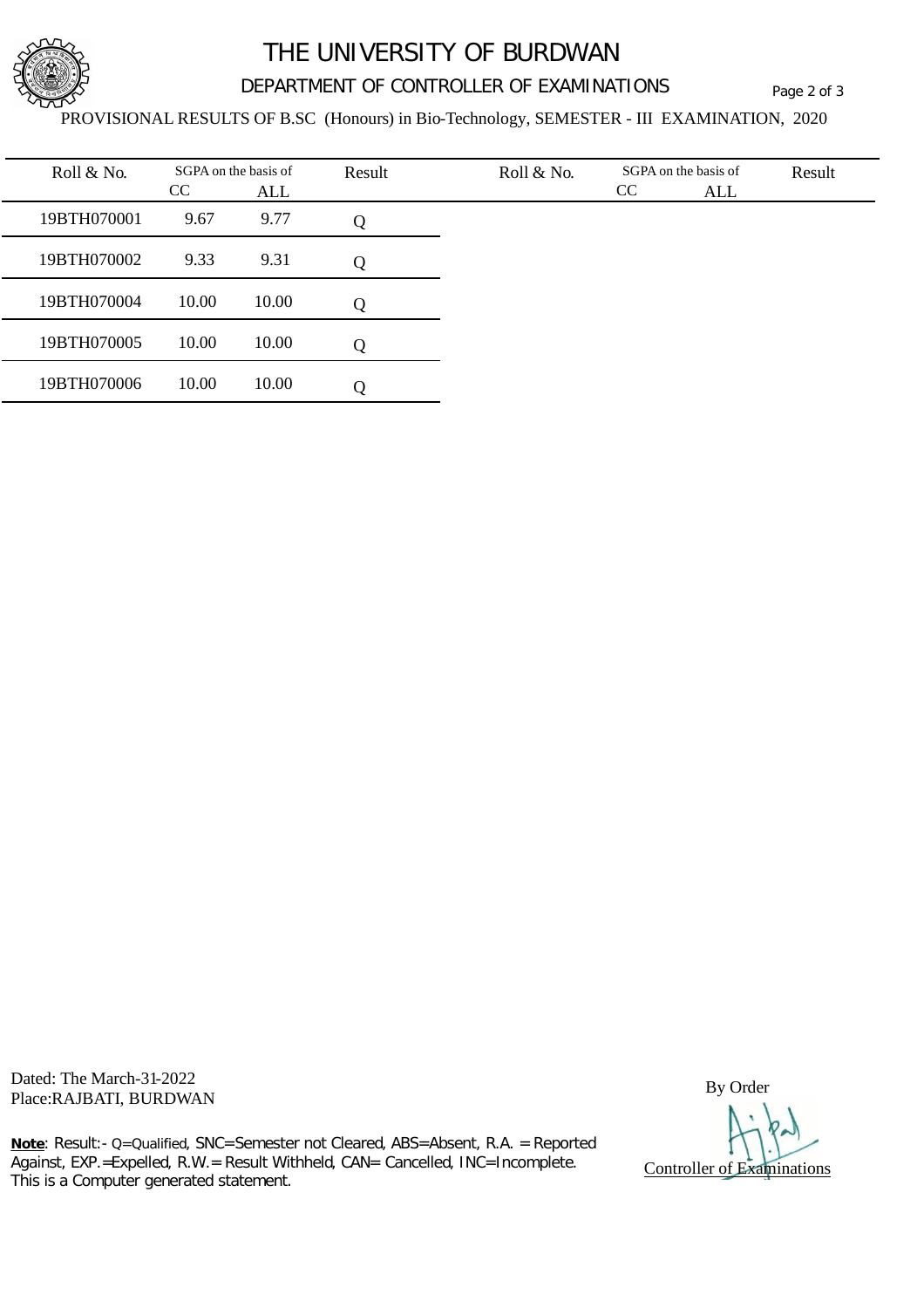# THE UNIVERSITY OF BURDWAN

## DEPARTMENT OF CONTROLLER OF EXAMINATIONS

PROVISIONAL RESULTS OF B.SC (Honours) in Bio-Technology, SEMESTER - III EXAMINATION, 2020

| Roll & No. | SGPA on the basis of | | Result | Roll & No. | SGPA on the basis of | | Result |
|---|---|---|---|---|---|---|---|
| | CC | ALL | | | CC | ALL | |
| 19BTH070001 | 9.67 | 9.77 | Q | | | | |
| 19BTH070002 | 9.33 | 9.31 | Q | | | | |
| 19BTH070004 | 10.00 | 10.00 | Q | | | | |
| 19BTH070005 | 10.00 | 10.00 | Q | | | | |
| 19BTH070006 | 10.00 | 10.00 | Q | | | | |

Dated: The March-31-2022
Place:RAJBATI, BURDWAN

By Order

Controller of Examinations

**Note**: Result:- Q=Qualified, SNC=Semester not Cleared, ABS=Absent, R.A. = Reported Against, EXP.=Expelled, R.W.= Result Withheld, CAN= Cancelled, INC=Incomplete.
This is a Computer generated statement.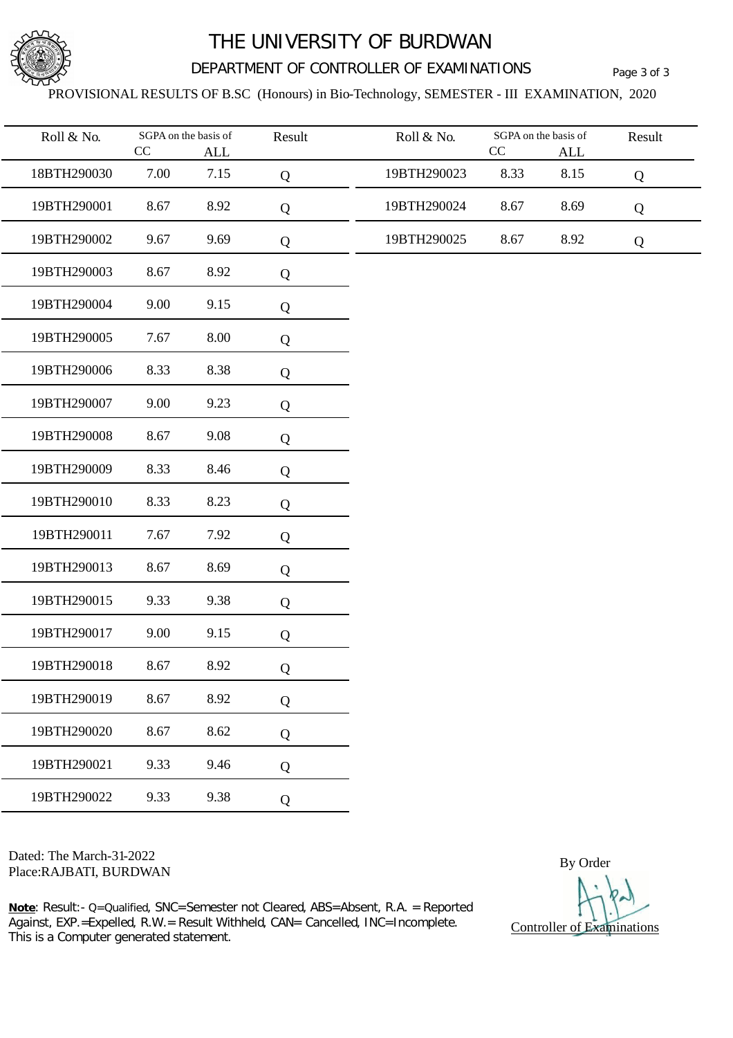# THE UNIVERSITY OF BURDWAN

## DEPARTMENT OF CONTROLLER OF EXAMINATIONS

PROVISIONAL RESULTS OF B.SC (Honours) in Bio-Technology, SEMESTER - III EXAMINATION, 2020

| Roll & No. | SGPA on the basis of CC | SGPA on the basis of ALL | Result |
|---|---|---|---|
| 18BTH290030 | 7.00 | 7.15 | Q |
| 19BTH290001 | 8.67 | 8.92 | Q |
| 19BTH290002 | 9.67 | 9.69 | Q |
| 19BTH290003 | 8.67 | 8.92 | Q |
| 19BTH290004 | 9.00 | 9.15 | Q |
| 19BTH290005 | 7.67 | 8.00 | Q |
| 19BTH290006 | 8.33 | 8.38 | Q |
| 19BTH290007 | 9.00 | 9.23 | Q |
| 19BTH290008 | 8.67 | 9.08 | Q |
| 19BTH290009 | 8.33 | 8.46 | Q |
| 19BTH290010 | 8.33 | 8.23 | Q |
| 19BTH290011 | 7.67 | 7.92 | Q |
| 19BTH290013 | 8.67 | 8.69 | Q |
| 19BTH290015 | 9.33 | 9.38 | Q |
| 19BTH290017 | 9.00 | 9.15 | Q |
| 19BTH290018 | 8.67 | 8.92 | Q |
| 19BTH290019 | 8.67 | 8.92 | Q |
| 19BTH290020 | 8.67 | 8.62 | Q |
| 19BTH290021 | 9.33 | 9.46 | Q |
| 19BTH290022 | 9.33 | 9.38 | Q |
| 19BTH290023 | 8.33 | 8.15 | Q |
| 19BTH290024 | 8.67 | 8.69 | Q |
| 19BTH290025 | 8.67 | 8.92 | Q |

Dated: The March-31-2022
Place:RAJBATI, BURDWAN

By Order

Controller of Examinations

**Note**: Result:- Q=Qualified, SNC=Semester not Cleared, ABS=Absent, R.A. = Reported Against, EXP.=Expelled, R.W.= Result Withheld, CAN= Cancelled, INC=Incomplete.
This is a Computer generated statement.